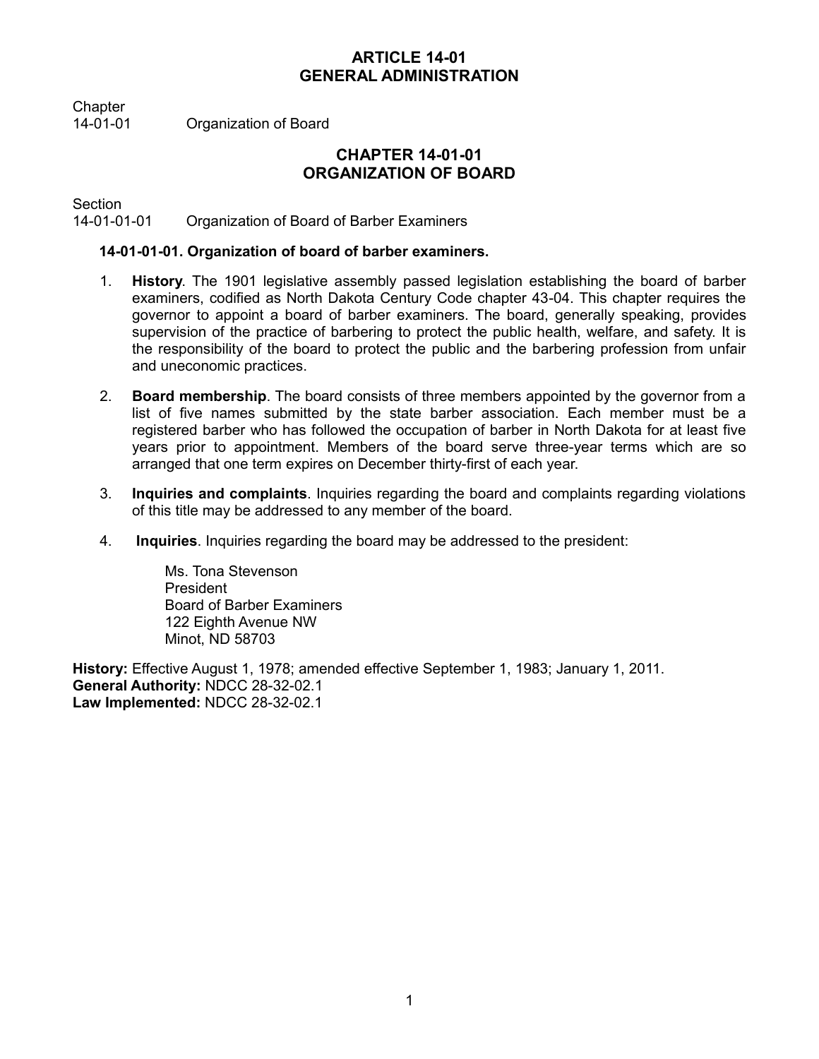# ARTICLE 14-01
# GENERAL ADMINISTRATION

Chapter
14-01-01 Organization of Board

## CHAPTER 14-01-01
## ORGANIZATION OF BOARD

Section
14-01-01-01 Organization of Board of Barber Examiners

### 14-01-01-01. Organization of board of barber examiners.

1. **History**. The 1901 legislative assembly passed legislation establishing the board of barber examiners, codified as North Dakota Century Code chapter 43-04. This chapter requires the governor to appoint a board of barber examiners. The board, generally speaking, provides supervision of the practice of barbering to protect the public health, welfare, and safety. It is the responsibility of the board to protect the public and the barbering profession from unfair and uneconomic practices.

2. **Board membership**. The board consists of three members appointed by the governor from a list of five names submitted by the state barber association. Each member must be a registered barber who has followed the occupation of barber in North Dakota for at least five years prior to appointment. Members of the board serve three-year terms which are so arranged that one term expires on December thirty-first of each year.

3. **Inquiries and complaints**. Inquiries regarding the board and complaints regarding violations of this title may be addressed to any member of the board.

4. **Inquiries**. Inquiries regarding the board may be addressed to the president:

   Ms. Tona Stevenson
   President
   Board of Barber Examiners
   122 Eighth Avenue NW
   Minot, ND 58703

**History:** Effective August 1, 1978; amended effective September 1, 1983; January 1, 2011.
**General Authority:** NDCC 28-32-02.1
**Law Implemented:** NDCC 28-32-02.1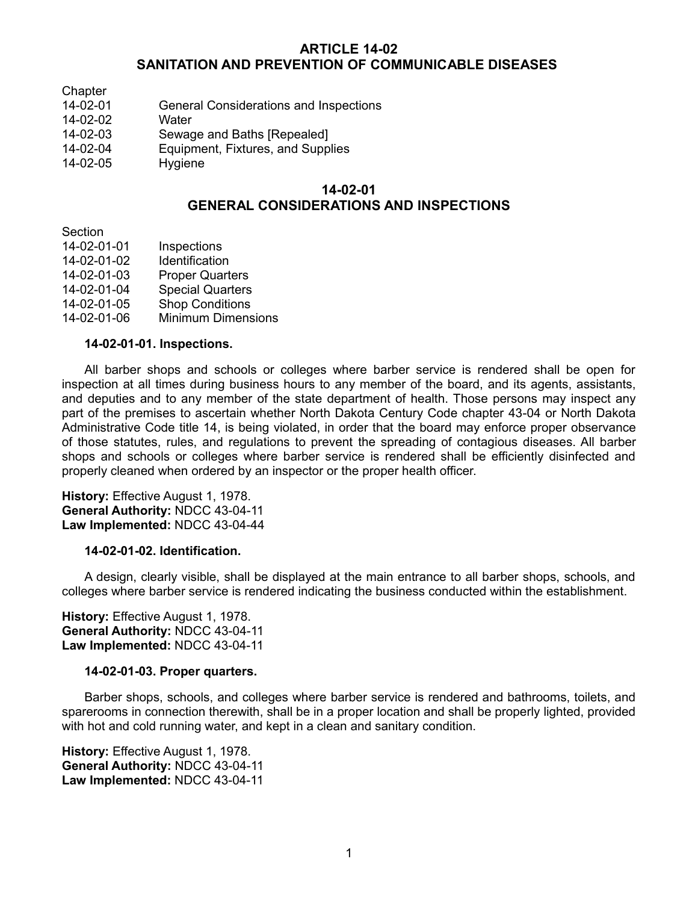# ARTICLE 14-02
# SANITATION AND PREVENTION OF COMMUNICABLE DISEASES

| Chapter | |
| --- | --- |
| 14-02-01 | General Considerations and Inspections |
| 14-02-02 | Water |
| 14-02-03 | Sewage and Baths [Repealed] |
| 14-02-04 | Equipment, Fixtures, and Supplies |
| 14-02-05 | Hygiene |

## 14-02-01
## GENERAL CONSIDERATIONS AND INSPECTIONS

| Section | |
| --- | --- |
| 14-02-01-01 | Inspections |
| 14-02-01-02 | Identification |
| 14-02-01-03 | Proper Quarters |
| 14-02-01-04 | Special Quarters |
| 14-02-01-05 | Shop Conditions |
| 14-02-01-06 | Minimum Dimensions |

### 14-02-01-01. Inspections.

All barber shops and schools or colleges where barber service is rendered shall be open for inspection at all times during business hours to any member of the board, and its agents, assistants, and deputies and to any member of the state department of health. Those persons may inspect any part of the premises to ascertain whether North Dakota Century Code chapter 43-04 or North Dakota Administrative Code title 14, is being violated, in order that the board may enforce proper observance of those statutes, rules, and regulations to prevent the spreading of contagious diseases. All barber shops and schools or colleges where barber service is rendered shall be efficiently disinfected and properly cleaned when ordered by an inspector or the proper health officer.

**History:** Effective August 1, 1978.
**General Authority:** NDCC 43-04-11
**Law Implemented:** NDCC 43-04-44

### 14-02-01-02. Identification.

A design, clearly visible, shall be displayed at the main entrance to all barber shops, schools, and colleges where barber service is rendered indicating the business conducted within the establishment.

**History:** Effective August 1, 1978.
**General Authority:** NDCC 43-04-11
**Law Implemented:** NDCC 43-04-11

### 14-02-01-03. Proper quarters.

Barber shops, schools, and colleges where barber service is rendered and bathrooms, toilets, and sparerooms in connection therewith, shall be in a proper location and shall be properly lighted, provided with hot and cold running water, and kept in a clean and sanitary condition.

**History:** Effective August 1, 1978.
**General Authority:** NDCC 43-04-11
**Law Implemented:** NDCC 43-04-11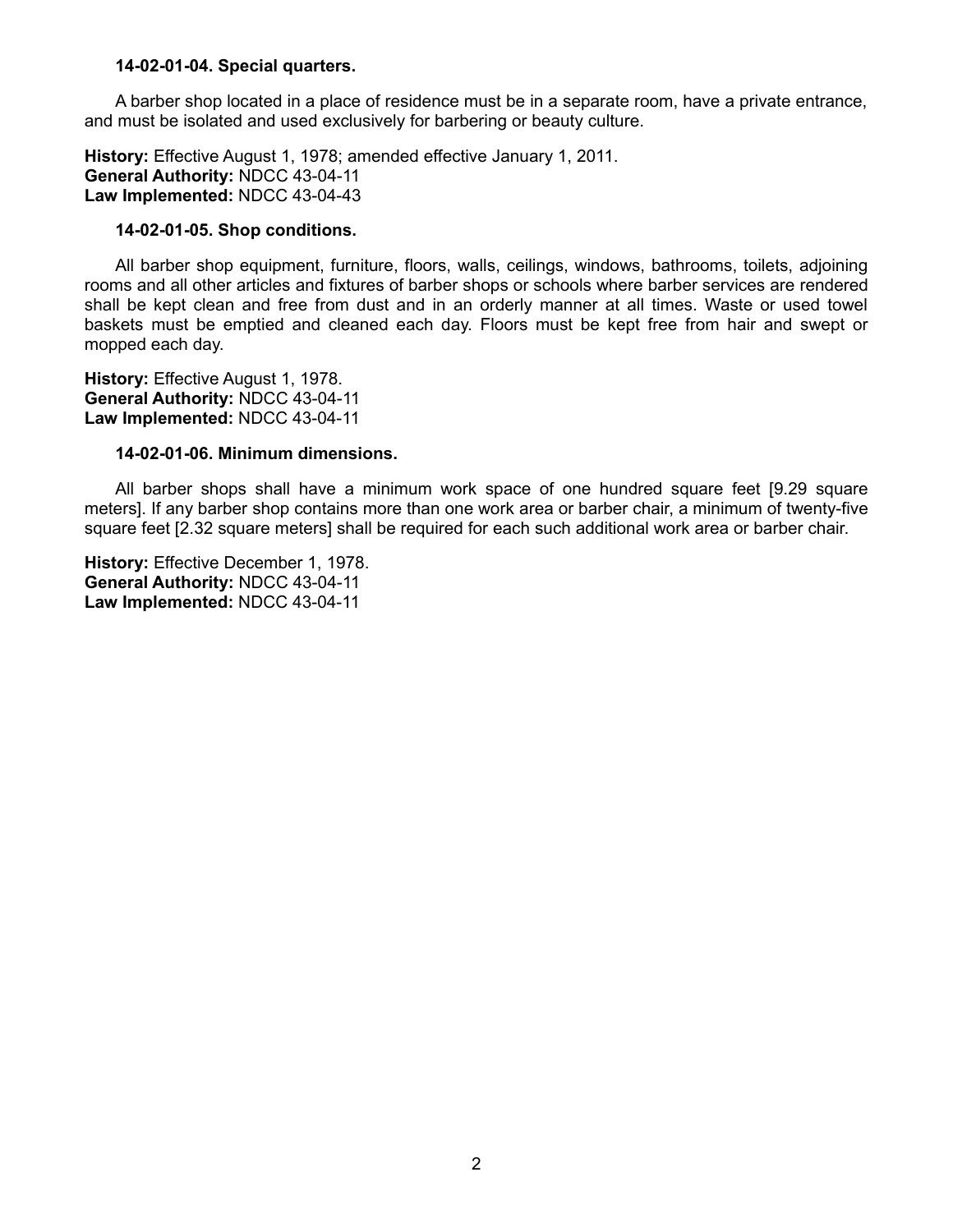**14-02-01-04. Special quarters.**

A barber shop located in a place of residence must be in a separate room, have a private entrance, and must be isolated and used exclusively for barbering or beauty culture.

**History:** Effective August 1, 1978; amended effective January 1, 2011.
**General Authority:** NDCC 43-04-11
**Law Implemented:** NDCC 43-04-43

**14-02-01-05. Shop conditions.**

All barber shop equipment, furniture, floors, walls, ceilings, windows, bathrooms, toilets, adjoining rooms and all other articles and fixtures of barber shops or schools where barber services are rendered shall be kept clean and free from dust and in an orderly manner at all times. Waste or used towel baskets must be emptied and cleaned each day. Floors must be kept free from hair and swept or mopped each day.

**History:** Effective August 1, 1978.
**General Authority:** NDCC 43-04-11
**Law Implemented:** NDCC 43-04-11

**14-02-01-06. Minimum dimensions.**

All barber shops shall have a minimum work space of one hundred square feet [9.29 square meters]. If any barber shop contains more than one work area or barber chair, a minimum of twenty-five square feet [2.32 square meters] shall be required for each such additional work area or barber chair.

**History:** Effective December 1, 1978.
**General Authority:** NDCC 43-04-11
**Law Implemented:** NDCC 43-04-11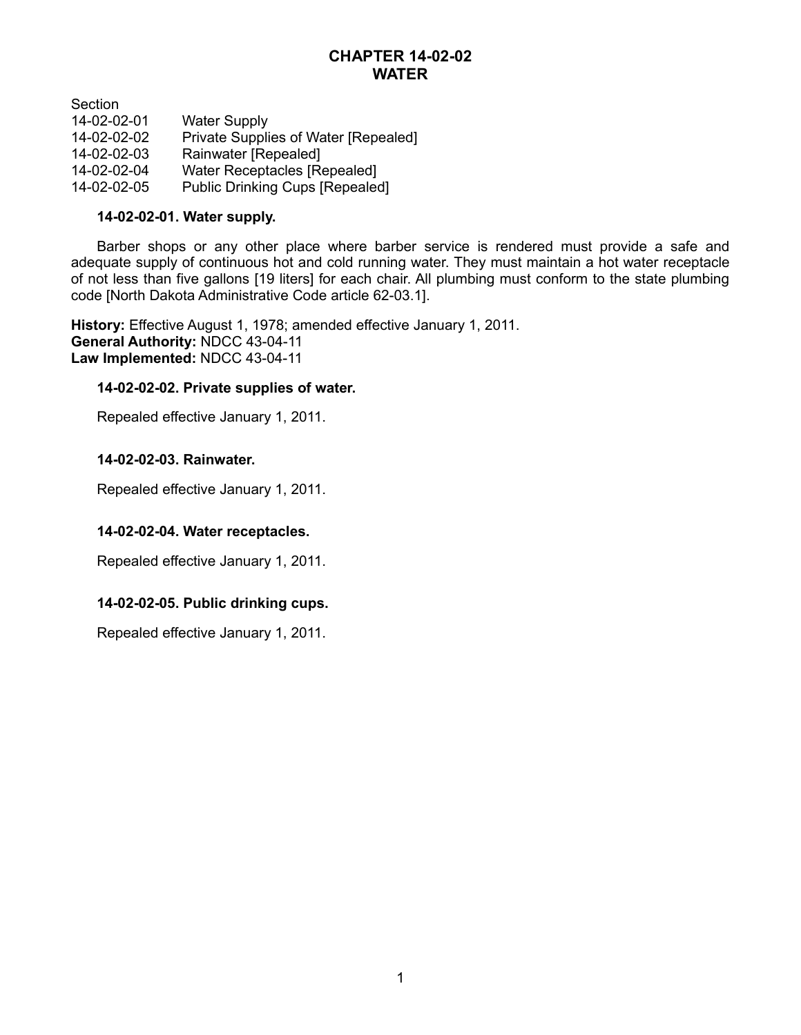# CHAPTER 14-02-02
# WATER

| Section | |
|---|---|
| 14-02-02-01 | Water Supply |
| 14-02-02-02 | Private Supplies of Water [Repealed] |
| 14-02-02-03 | Rainwater [Repealed] |
| 14-02-02-04 | Water Receptacles [Repealed] |
| 14-02-02-05 | Public Drinking Cups [Repealed] |

**14-02-02-01. Water supply.**

Barber shops or any other place where barber service is rendered must provide a safe and adequate supply of continuous hot and cold running water. They must maintain a hot water receptacle of not less than five gallons [19 liters] for each chair. All plumbing must conform to the state plumbing code [North Dakota Administrative Code article 62-03.1].

**History:** Effective August 1, 1978; amended effective January 1, 2011.
**General Authority:** NDCC 43-04-11
**Law Implemented:** NDCC 43-04-11

**14-02-02-02. Private supplies of water.**

Repealed effective January 1, 2011.

**14-02-02-03. Rainwater.**

Repealed effective January 1, 2011.

**14-02-02-04. Water receptacles.**

Repealed effective January 1, 2011.

**14-02-02-05. Public drinking cups.**

Repealed effective January 1, 2011.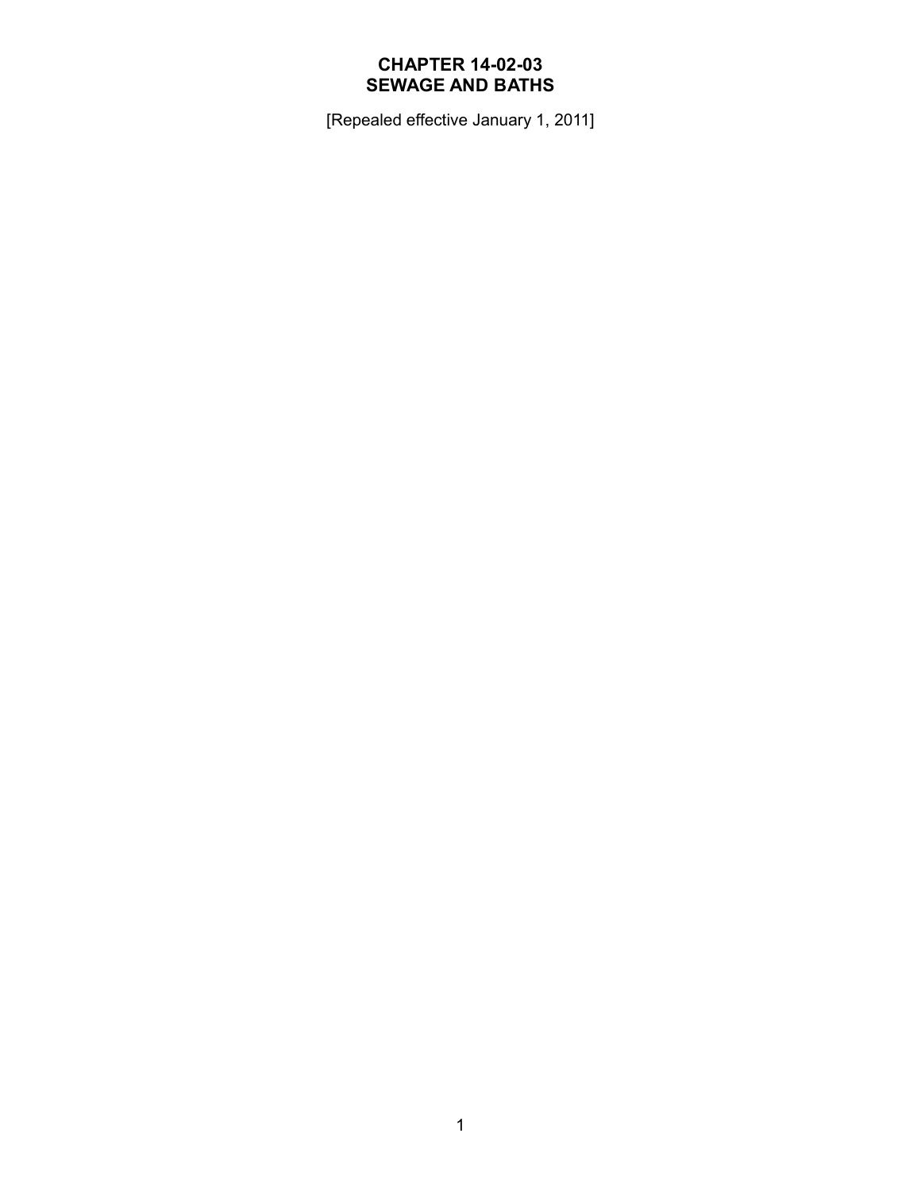# CHAPTER 14-02-03
# SEWAGE AND BATHS

[Repealed effective January 1, 2011]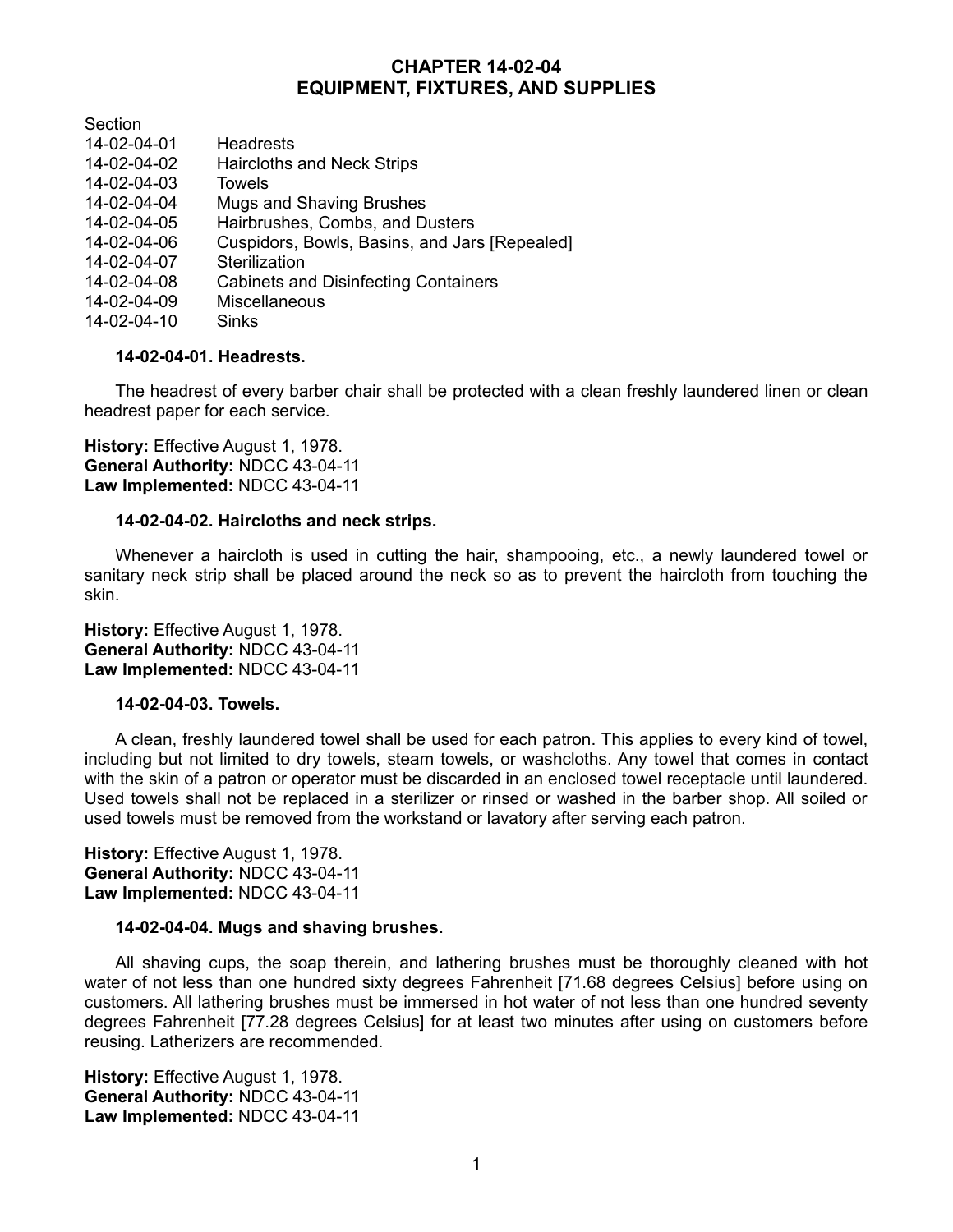# CHAPTER 14-02-04
# EQUIPMENT, FIXTURES, AND SUPPLIES

| Section | |
|---|---|
| 14-02-04-01 | Headrests |
| 14-02-04-02 | Haircloths and Neck Strips |
| 14-02-04-03 | Towels |
| 14-02-04-04 | Mugs and Shaving Brushes |
| 14-02-04-05 | Hairbrushes, Combs, and Dusters |
| 14-02-04-06 | Cuspidors, Bowls, Basins, and Jars [Repealed] |
| 14-02-04-07 | Sterilization |
| 14-02-04-08 | Cabinets and Disinfecting Containers |
| 14-02-04-09 | Miscellaneous |
| 14-02-04-10 | Sinks |

### 14-02-04-01. Headrests.

The headrest of every barber chair shall be protected with a clean freshly laundered linen or clean headrest paper for each service.

**History:** Effective August 1, 1978.
**General Authority:** NDCC 43-04-11
**Law Implemented:** NDCC 43-04-11

### 14-02-04-02. Haircloths and neck strips.

Whenever a haircloth is used in cutting the hair, shampooing, etc., a newly laundered towel or sanitary neck strip shall be placed around the neck so as to prevent the haircloth from touching the skin.

**History:** Effective August 1, 1978.
**General Authority:** NDCC 43-04-11
**Law Implemented:** NDCC 43-04-11

### 14-02-04-03. Towels.

A clean, freshly laundered towel shall be used for each patron. This applies to every kind of towel, including but not limited to dry towels, steam towels, or washcloths. Any towel that comes in contact with the skin of a patron or operator must be discarded in an enclosed towel receptacle until laundered. Used towels shall not be replaced in a sterilizer or rinsed or washed in the barber shop. All soiled or used towels must be removed from the workstand or lavatory after serving each patron.

**History:** Effective August 1, 1978.
**General Authority:** NDCC 43-04-11
**Law Implemented:** NDCC 43-04-11

### 14-02-04-04. Mugs and shaving brushes.

All shaving cups, the soap therein, and lathering brushes must be thoroughly cleaned with hot water of not less than one hundred sixty degrees Fahrenheit [71.68 degrees Celsius] before using on customers. All lathering brushes must be immersed in hot water of not less than one hundred seventy degrees Fahrenheit [77.28 degrees Celsius] for at least two minutes after using on customers before reusing. Latherizers are recommended.

**History:** Effective August 1, 1978.
**General Authority:** NDCC 43-04-11
**Law Implemented:** NDCC 43-04-11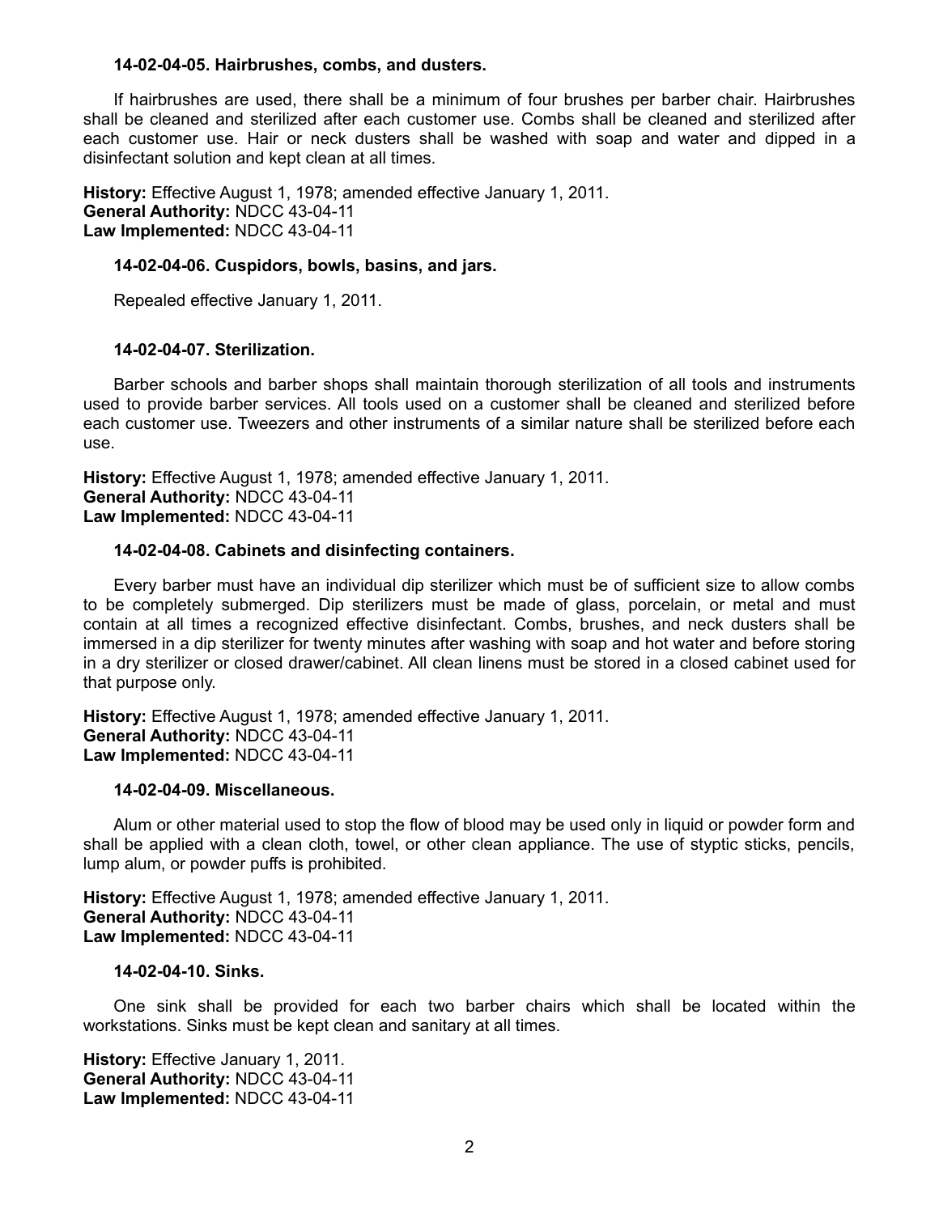#### 14-02-04-05. Hairbrushes, combs, and dusters.

If hairbrushes are used, there shall be a minimum of four brushes per barber chair. Hairbrushes shall be cleaned and sterilized after each customer use. Combs shall be cleaned and sterilized after each customer use. Hair or neck dusters shall be washed with soap and water and dipped in a disinfectant solution and kept clean at all times.

**History:** Effective August 1, 1978; amended effective January 1, 2011.
**General Authority:** NDCC 43-04-11
**Law Implemented:** NDCC 43-04-11

#### 14-02-04-06. Cuspidors, bowls, basins, and jars.

Repealed effective January 1, 2011.

#### 14-02-04-07. Sterilization.

Barber schools and barber shops shall maintain thorough sterilization of all tools and instruments used to provide barber services. All tools used on a customer shall be cleaned and sterilized before each customer use. Tweezers and other instruments of a similar nature shall be sterilized before each use.

**History:** Effective August 1, 1978; amended effective January 1, 2011.
**General Authority:** NDCC 43-04-11
**Law Implemented:** NDCC 43-04-11

#### 14-02-04-08. Cabinets and disinfecting containers.

Every barber must have an individual dip sterilizer which must be of sufficient size to allow combs to be completely submerged. Dip sterilizers must be made of glass, porcelain, or metal and must contain at all times a recognized effective disinfectant. Combs, brushes, and neck dusters shall be immersed in a dip sterilizer for twenty minutes after washing with soap and hot water and before storing in a dry sterilizer or closed drawer/cabinet. All clean linens must be stored in a closed cabinet used for that purpose only.

**History:** Effective August 1, 1978; amended effective January 1, 2011.
**General Authority:** NDCC 43-04-11
**Law Implemented:** NDCC 43-04-11

#### 14-02-04-09. Miscellaneous.

Alum or other material used to stop the flow of blood may be used only in liquid or powder form and shall be applied with a clean cloth, towel, or other clean appliance. The use of styptic sticks, pencils, lump alum, or powder puffs is prohibited.

**History:** Effective August 1, 1978; amended effective January 1, 2011.
**General Authority:** NDCC 43-04-11
**Law Implemented:** NDCC 43-04-11

#### 14-02-04-10. Sinks.

One sink shall be provided for each two barber chairs which shall be located within the workstations. Sinks must be kept clean and sanitary at all times.

**History:** Effective January 1, 2011.
**General Authority:** NDCC 43-04-11
**Law Implemented:** NDCC 43-04-11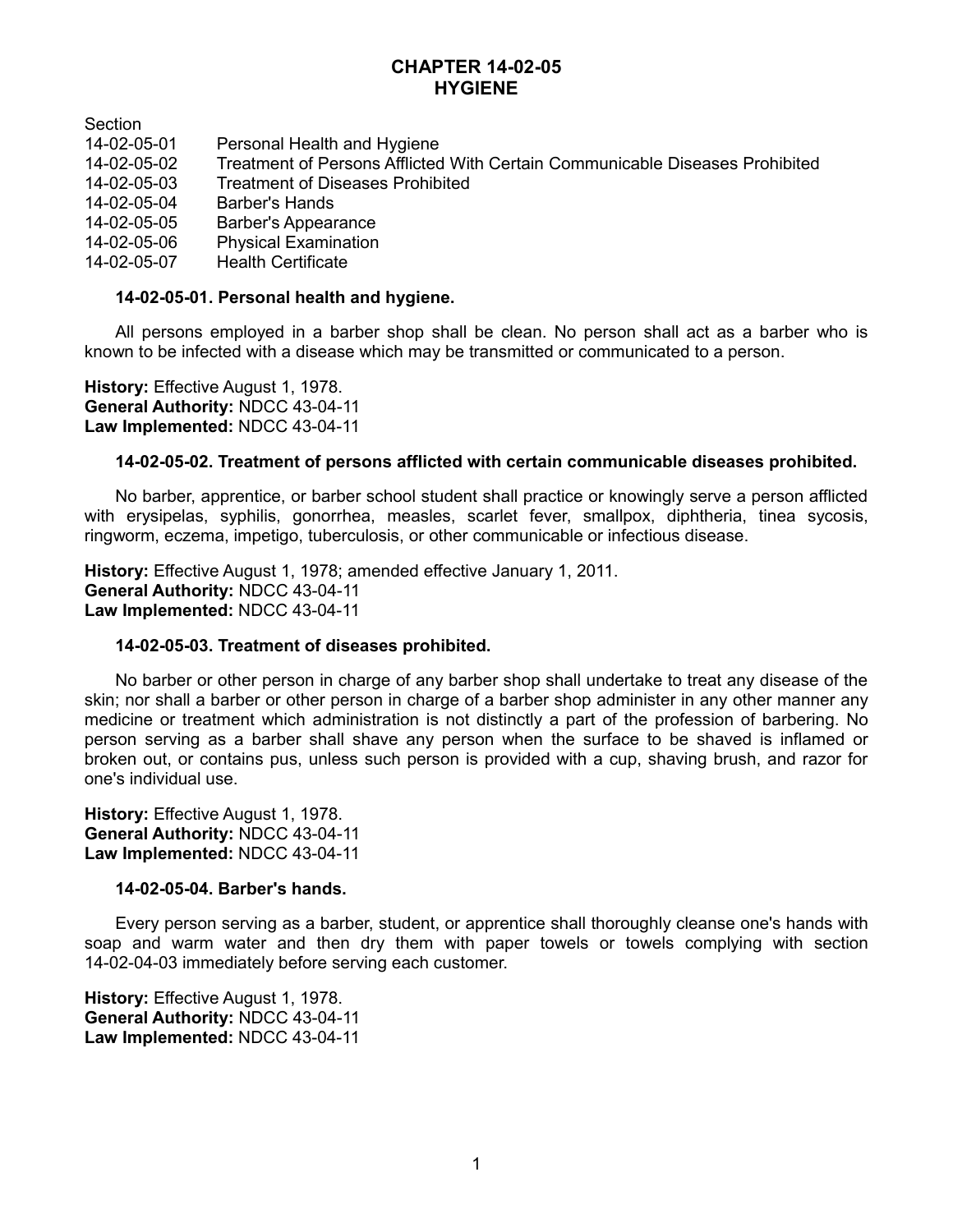# CHAPTER 14-02-05
# HYGIENE

| Section | |
|---|---|
| 14-02-05-01 | Personal Health and Hygiene |
| 14-02-05-02 | Treatment of Persons Afflicted With Certain Communicable Diseases Prohibited |
| 14-02-05-03 | Treatment of Diseases Prohibited |
| 14-02-05-04 | Barber's Hands |
| 14-02-05-05 | Barber's Appearance |
| 14-02-05-06 | Physical Examination |
| 14-02-05-07 | Health Certificate |

**14-02-05-01. Personal health and hygiene.**

All persons employed in a barber shop shall be clean. No person shall act as a barber who is known to be infected with a disease which may be transmitted or communicated to a person.

**History:** Effective August 1, 1978.
**General Authority:** NDCC 43-04-11
**Law Implemented:** NDCC 43-04-11

**14-02-05-02. Treatment of persons afflicted with certain communicable diseases prohibited.**

No barber, apprentice, or barber school student shall practice or knowingly serve a person afflicted with erysipelas, syphilis, gonorrhea, measles, scarlet fever, smallpox, diphtheria, tinea sycosis, ringworm, eczema, impetigo, tuberculosis, or other communicable or infectious disease.

**History:** Effective August 1, 1978; amended effective January 1, 2011.
**General Authority:** NDCC 43-04-11
**Law Implemented:** NDCC 43-04-11

**14-02-05-03. Treatment of diseases prohibited.**

No barber or other person in charge of any barber shop shall undertake to treat any disease of the skin; nor shall a barber or other person in charge of a barber shop administer in any other manner any medicine or treatment which administration is not distinctly a part of the profession of barbering. No person serving as a barber shall shave any person when the surface to be shaved is inflamed or broken out, or contains pus, unless such person is provided with a cup, shaving brush, and razor for one's individual use.

**History:** Effective August 1, 1978.
**General Authority:** NDCC 43-04-11
**Law Implemented:** NDCC 43-04-11

**14-02-05-04. Barber's hands.**

Every person serving as a barber, student, or apprentice shall thoroughly cleanse one's hands with soap and warm water and then dry them with paper towels or towels complying with section 14-02-04-03 immediately before serving each customer.

**History:** Effective August 1, 1978.
**General Authority:** NDCC 43-04-11
**Law Implemented:** NDCC 43-04-11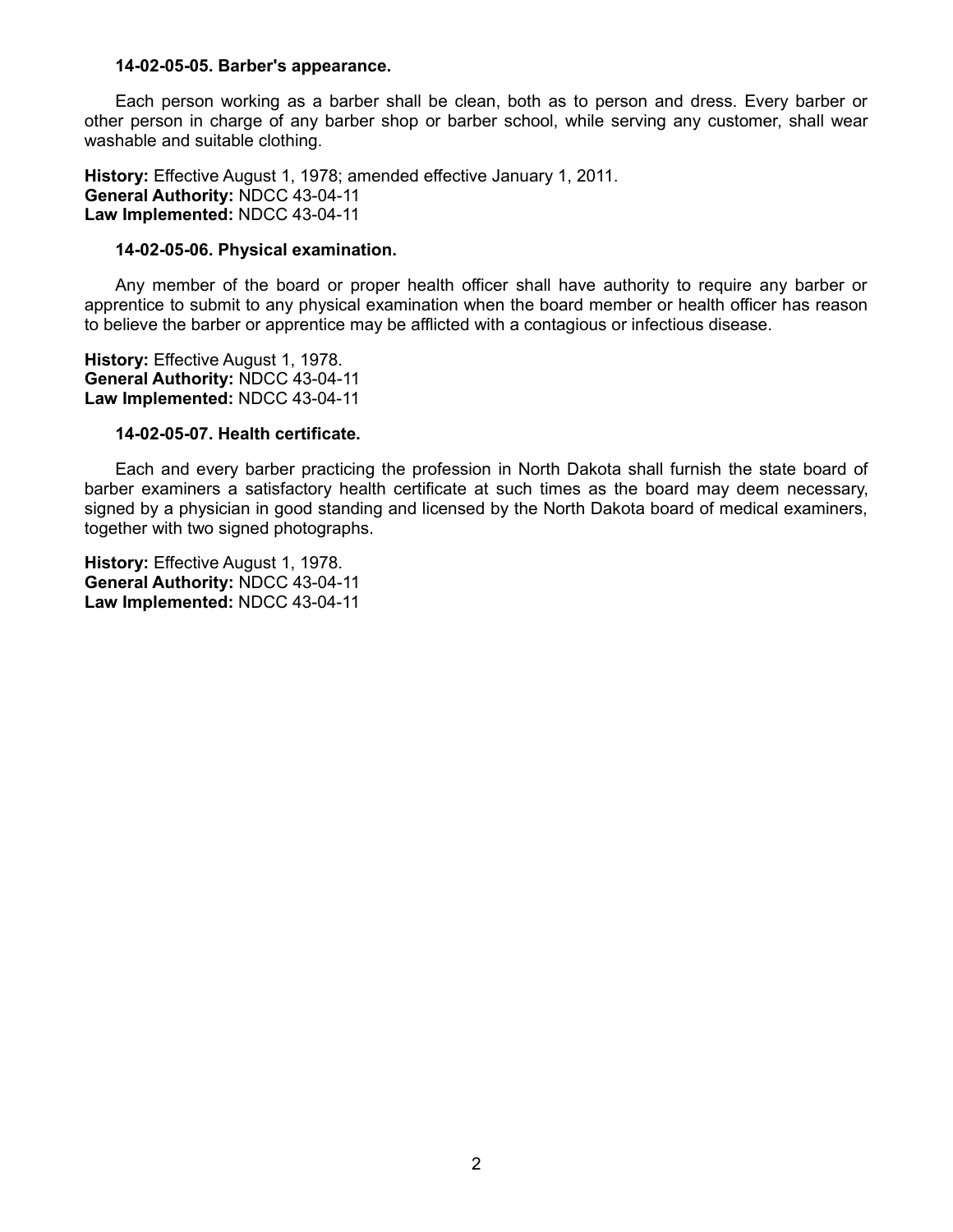#### 14-02-05-05. Barber's appearance.

Each person working as a barber shall be clean, both as to person and dress. Every barber or other person in charge of any barber shop or barber school, while serving any customer, shall wear washable and suitable clothing.

**History:** Effective August 1, 1978; amended effective January 1, 2011.
**General Authority:** NDCC 43-04-11
**Law Implemented:** NDCC 43-04-11

#### 14-02-05-06. Physical examination.

Any member of the board or proper health officer shall have authority to require any barber or apprentice to submit to any physical examination when the board member or health officer has reason to believe the barber or apprentice may be afflicted with a contagious or infectious disease.

**History:** Effective August 1, 1978.
**General Authority:** NDCC 43-04-11
**Law Implemented:** NDCC 43-04-11

#### 14-02-05-07. Health certificate.

Each and every barber practicing the profession in North Dakota shall furnish the state board of barber examiners a satisfactory health certificate at such times as the board may deem necessary, signed by a physician in good standing and licensed by the North Dakota board of medical examiners, together with two signed photographs.

**History:** Effective August 1, 1978.
**General Authority:** NDCC 43-04-11
**Law Implemented:** NDCC 43-04-11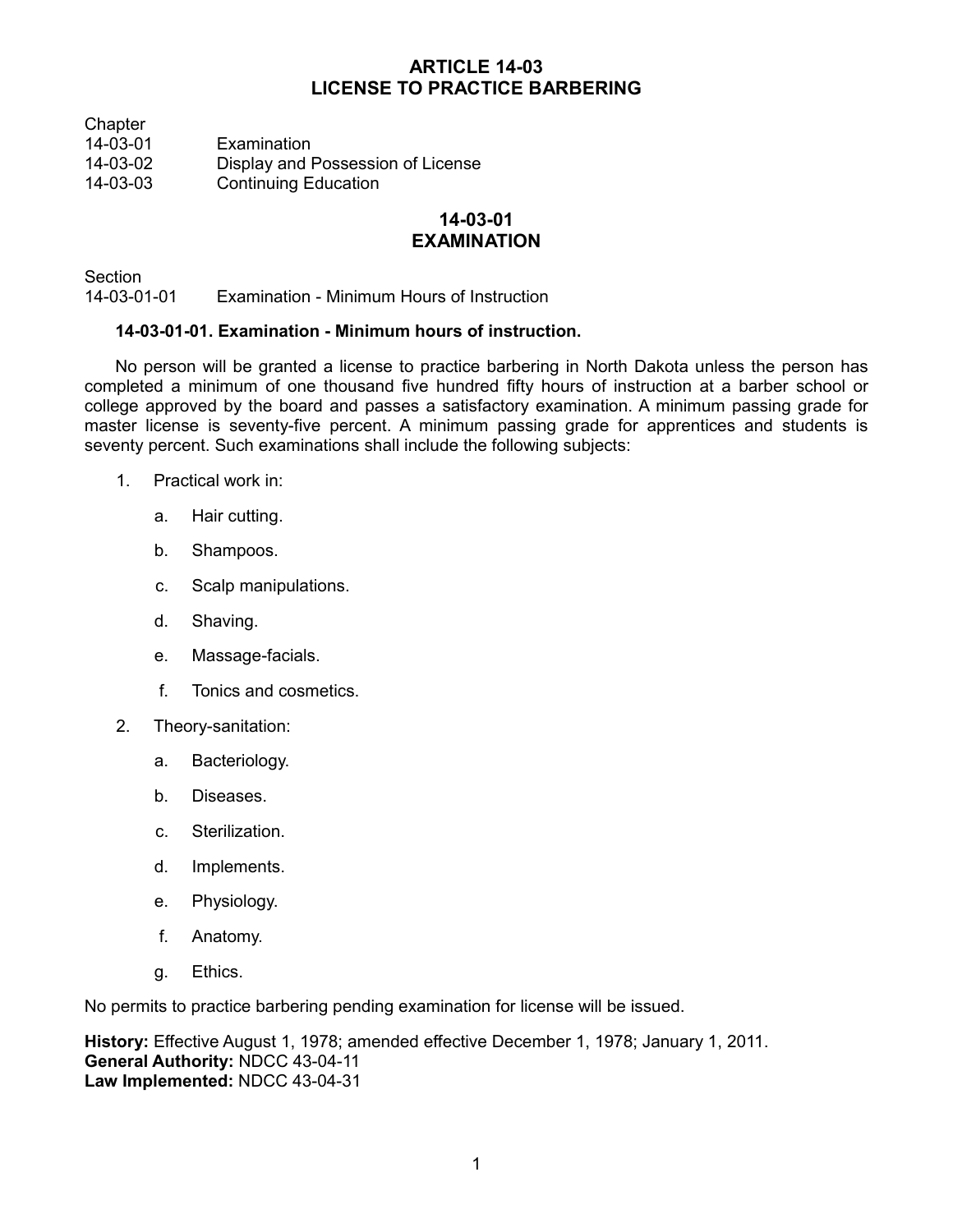# ARTICLE 14-03
# LICENSE TO PRACTICE BARBERING

Chapter
14-03-01 Examination
14-03-02 Display and Possession of License
14-03-03 Continuing Education

## 14-03-01
## EXAMINATION

Section
14-03-01-01 Examination - Minimum Hours of Instruction

**14-03-01-01. Examination - Minimum hours of instruction.**

No person will be granted a license to practice barbering in North Dakota unless the person has completed a minimum of one thousand five hundred fifty hours of instruction at a barber school or college approved by the board and passes a satisfactory examination. A minimum passing grade for master license is seventy-five percent. A minimum passing grade for apprentices and students is seventy percent. Such examinations shall include the following subjects:

1. Practical work in:
    a. Hair cutting.
    b. Shampoos.
    c. Scalp manipulations.
    d. Shaving.
    e. Massage-facials.
    f. Tonics and cosmetics.
2. Theory-sanitation:
    a. Bacteriology.
    b. Diseases.
    c. Sterilization.
    d. Implements.
    e. Physiology.
    f. Anatomy.
    g. Ethics.

No permits to practice barbering pending examination for license will be issued.

**History:** Effective August 1, 1978; amended effective December 1, 1978; January 1, 2011.
**General Authority:** NDCC 43-04-11
**Law Implemented:** NDCC 43-04-31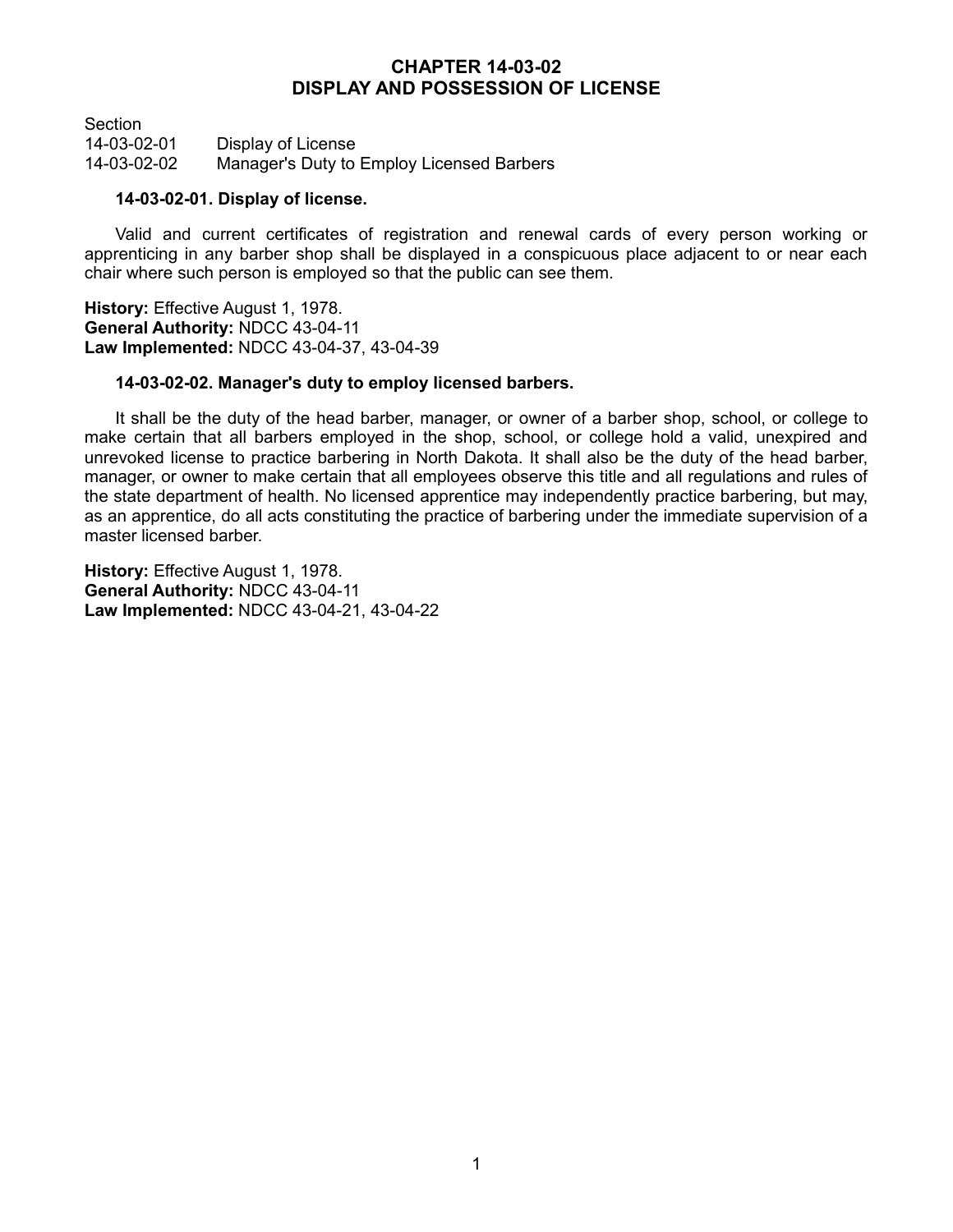# CHAPTER 14-03-02
# DISPLAY AND POSSESSION OF LICENSE

| Section | |
|---|---|
| 14-03-02-01 | Display of License |
| 14-03-02-02 | Manager's Duty to Employ Licensed Barbers |

**14-03-02-01. Display of license.**

Valid and current certificates of registration and renewal cards of every person working or apprenticing in any barber shop shall be displayed in a conspicuous place adjacent to or near each chair where such person is employed so that the public can see them.

**History:** Effective August 1, 1978.
**General Authority:** NDCC 43-04-11
**Law Implemented:** NDCC 43-04-37, 43-04-39

**14-03-02-02. Manager's duty to employ licensed barbers.**

It shall be the duty of the head barber, manager, or owner of a barber shop, school, or college to make certain that all barbers employed in the shop, school, or college hold a valid, unexpired and unrevoked license to practice barbering in North Dakota. It shall also be the duty of the head barber, manager, or owner to make certain that all employees observe this title and all regulations and rules of the state department of health. No licensed apprentice may independently practice barbering, but may, as an apprentice, do all acts constituting the practice of barbering under the immediate supervision of a master licensed barber.

**History:** Effective August 1, 1978.
**General Authority:** NDCC 43-04-11
**Law Implemented:** NDCC 43-04-21, 43-04-22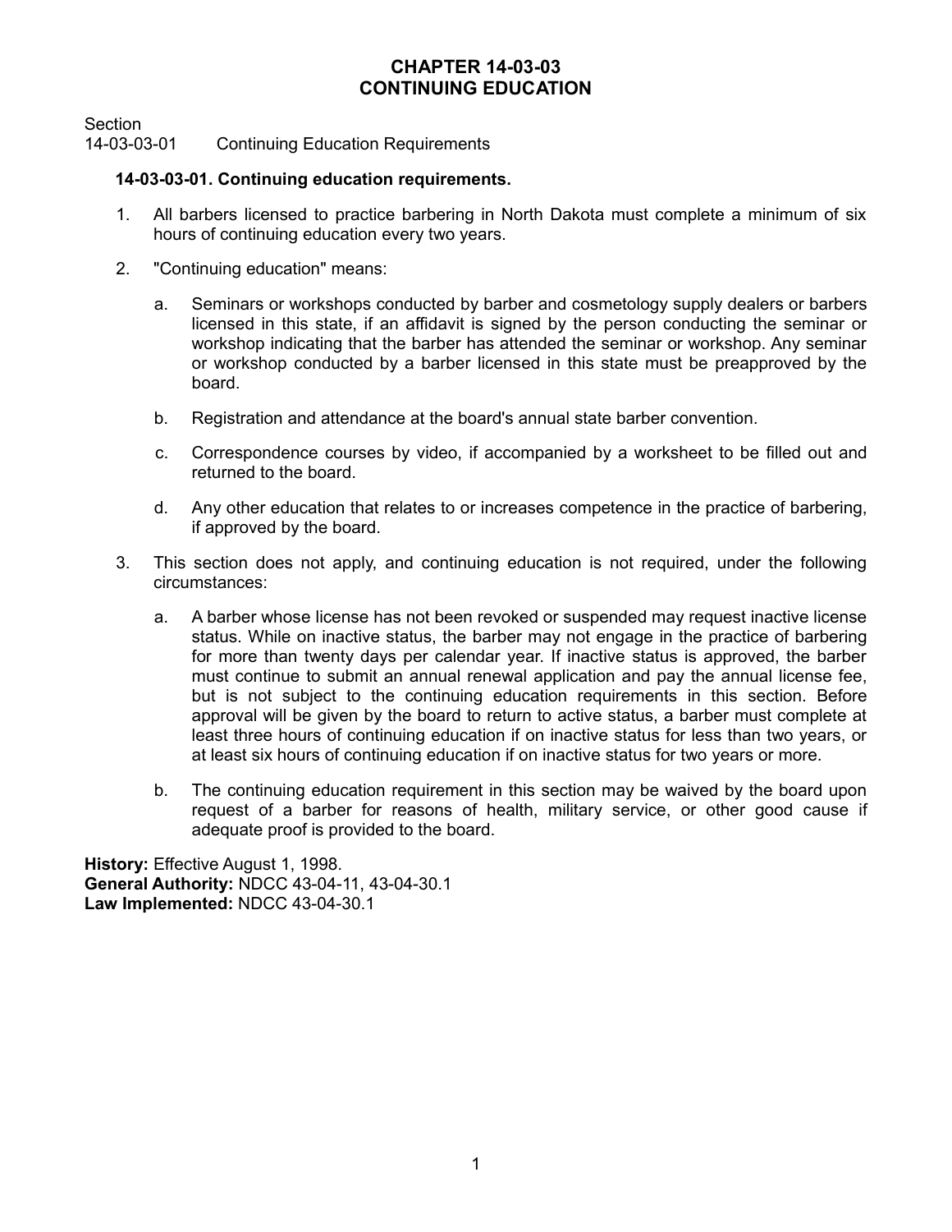# CHAPTER 14-03-03
# CONTINUING EDUCATION

Section
14-03-03-01 Continuing Education Requirements

**14-03-03-01. Continuing education requirements.**

1. All barbers licensed to practice barbering in North Dakota must complete a minimum of six hours of continuing education every two years.

2. "Continuing education" means:

   a. Seminars or workshops conducted by barber and cosmetology supply dealers or barbers licensed in this state, if an affidavit is signed by the person conducting the seminar or workshop indicating that the barber has attended the seminar or workshop. Any seminar or workshop conducted by a barber licensed in this state must be preapproved by the board.

   b. Registration and attendance at the board's annual state barber convention.

   c. Correspondence courses by video, if accompanied by a worksheet to be filled out and returned to the board.

   d. Any other education that relates to or increases competence in the practice of barbering, if approved by the board.

3. This section does not apply, and continuing education is not required, under the following circumstances:

   a. A barber whose license has not been revoked or suspended may request inactive license status. While on inactive status, the barber may not engage in the practice of barbering for more than twenty days per calendar year. If inactive status is approved, the barber must continue to submit an annual renewal application and pay the annual license fee, but is not subject to the continuing education requirements in this section. Before approval will be given by the board to return to active status, a barber must complete at least three hours of continuing education if on inactive status for less than two years, or at least six hours of continuing education if on inactive status for two years or more.

   b. The continuing education requirement in this section may be waived by the board upon request of a barber for reasons of health, military service, or other good cause if adequate proof is provided to the board.

**History:** Effective August 1, 1998.
**General Authority:** NDCC 43-04-11, 43-04-30.1
**Law Implemented:** NDCC 43-04-30.1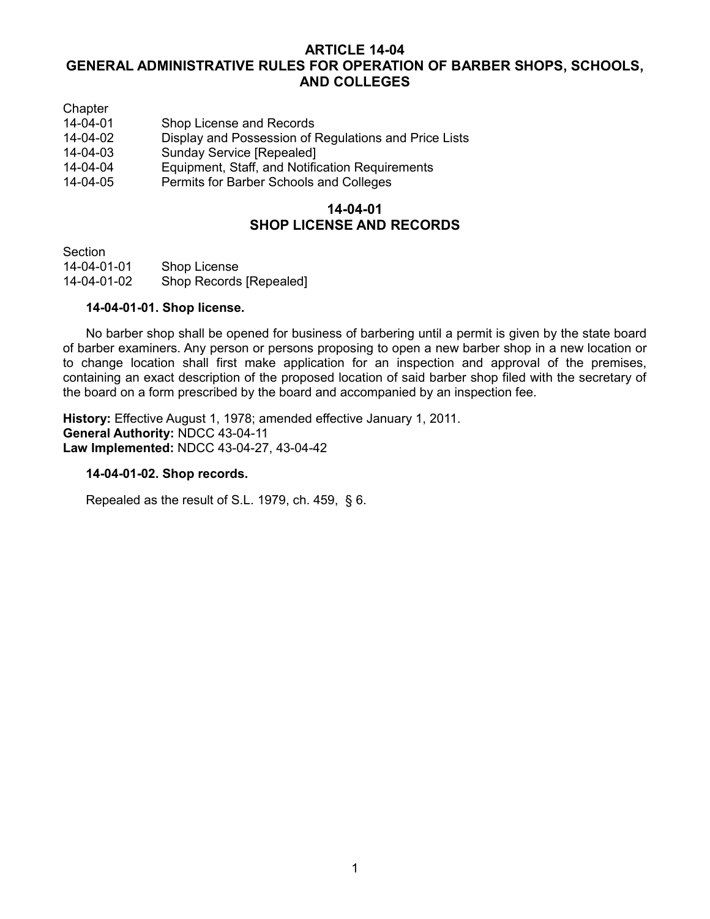# ARTICLE 14-04
# GENERAL ADMINISTRATIVE RULES FOR OPERATION OF BARBER SHOPS, SCHOOLS, AND COLLEGES

| Chapter | |
|---|---|
| 14-04-01 | Shop License and Records |
| 14-04-02 | Display and Possession of Regulations and Price Lists |
| 14-04-03 | Sunday Service [Repealed] |
| 14-04-04 | Equipment, Staff, and Notification Requirements |
| 14-04-05 | Permits for Barber Schools and Colleges |

## 14-04-01
## SHOP LICENSE AND RECORDS

| Section | |
|---|---|
| 14-04-01-01 | Shop License |
| 14-04-01-02 | Shop Records [Repealed] |

**14-04-01-01. Shop license.**

No barber shop shall be opened for business of barbering until a permit is given by the state board of barber examiners. Any person or persons proposing to open a new barber shop in a new location or to change location shall first make application for an inspection and approval of the premises, containing an exact description of the proposed location of said barber shop filed with the secretary of the board on a form prescribed by the board and accompanied by an inspection fee.

**History:** Effective August 1, 1978; amended effective January 1, 2011.
**General Authority:** NDCC 43-04-11
**Law Implemented:** NDCC 43-04-27, 43-04-42

**14-04-01-02. Shop records.**

Repealed as the result of S.L. 1979, ch. 459, § 6.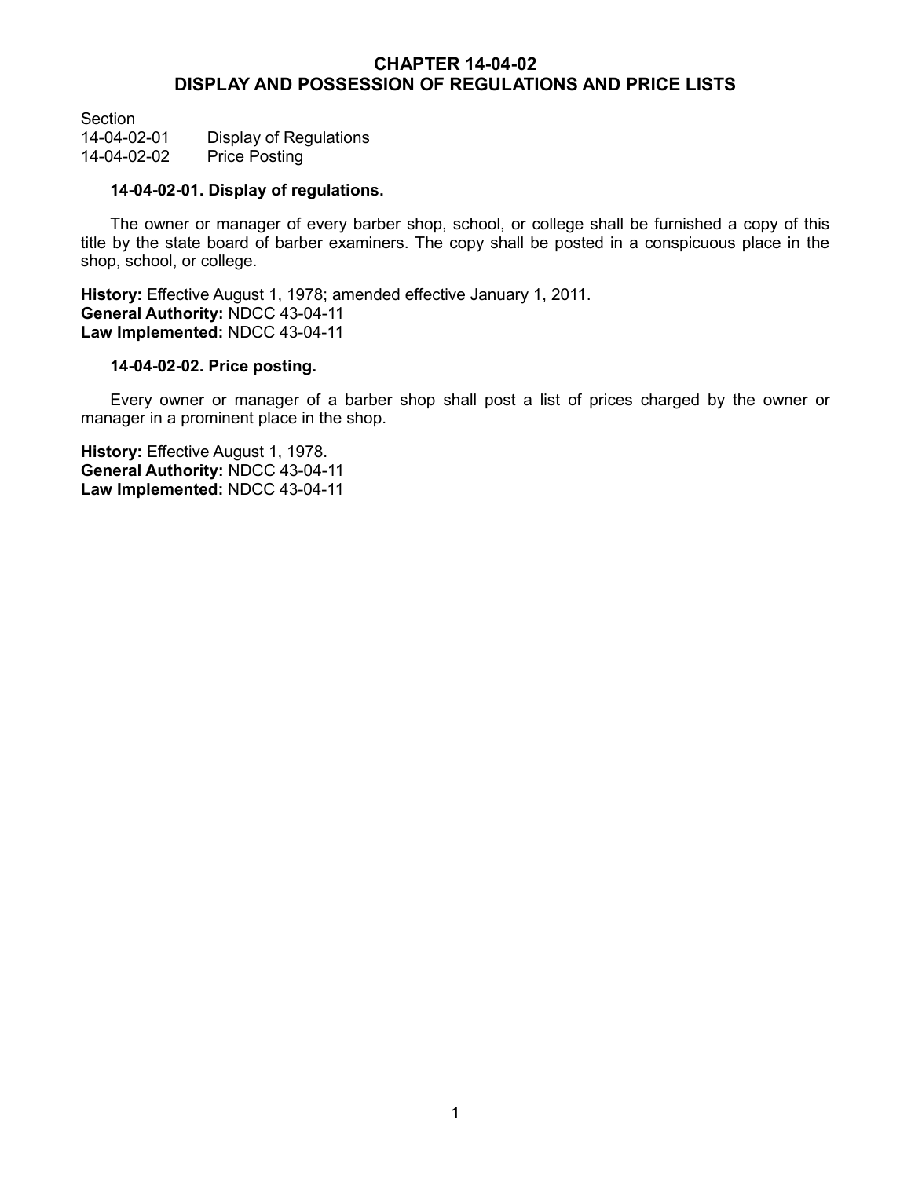# CHAPTER 14-04-02
# DISPLAY AND POSSESSION OF REGULATIONS AND PRICE LISTS

| Section | |
|---|---|
| 14-04-02-01 | Display of Regulations |
| 14-04-02-02 | Price Posting |

### 14-04-02-01. Display of regulations.

The owner or manager of every barber shop, school, or college shall be furnished a copy of this title by the state board of barber examiners. The copy shall be posted in a conspicuous place in the shop, school, or college.

**History:** Effective August 1, 1978; amended effective January 1, 2011.
**General Authority:** NDCC 43-04-11
**Law Implemented:** NDCC 43-04-11

### 14-04-02-02. Price posting.

Every owner or manager of a barber shop shall post a list of prices charged by the owner or manager in a prominent place in the shop.

**History:** Effective August 1, 1978.
**General Authority:** NDCC 43-04-11
**Law Implemented:** NDCC 43-04-11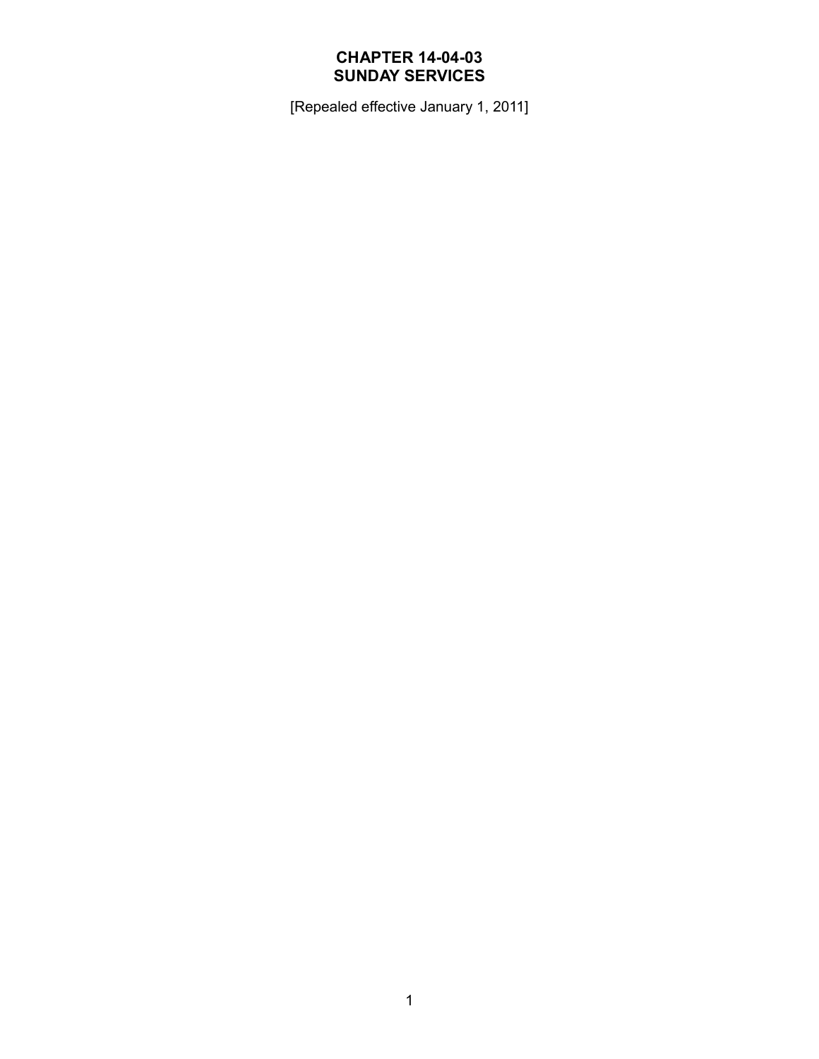# CHAPTER 14-04-03
# SUNDAY SERVICES

[Repealed effective January 1, 2011]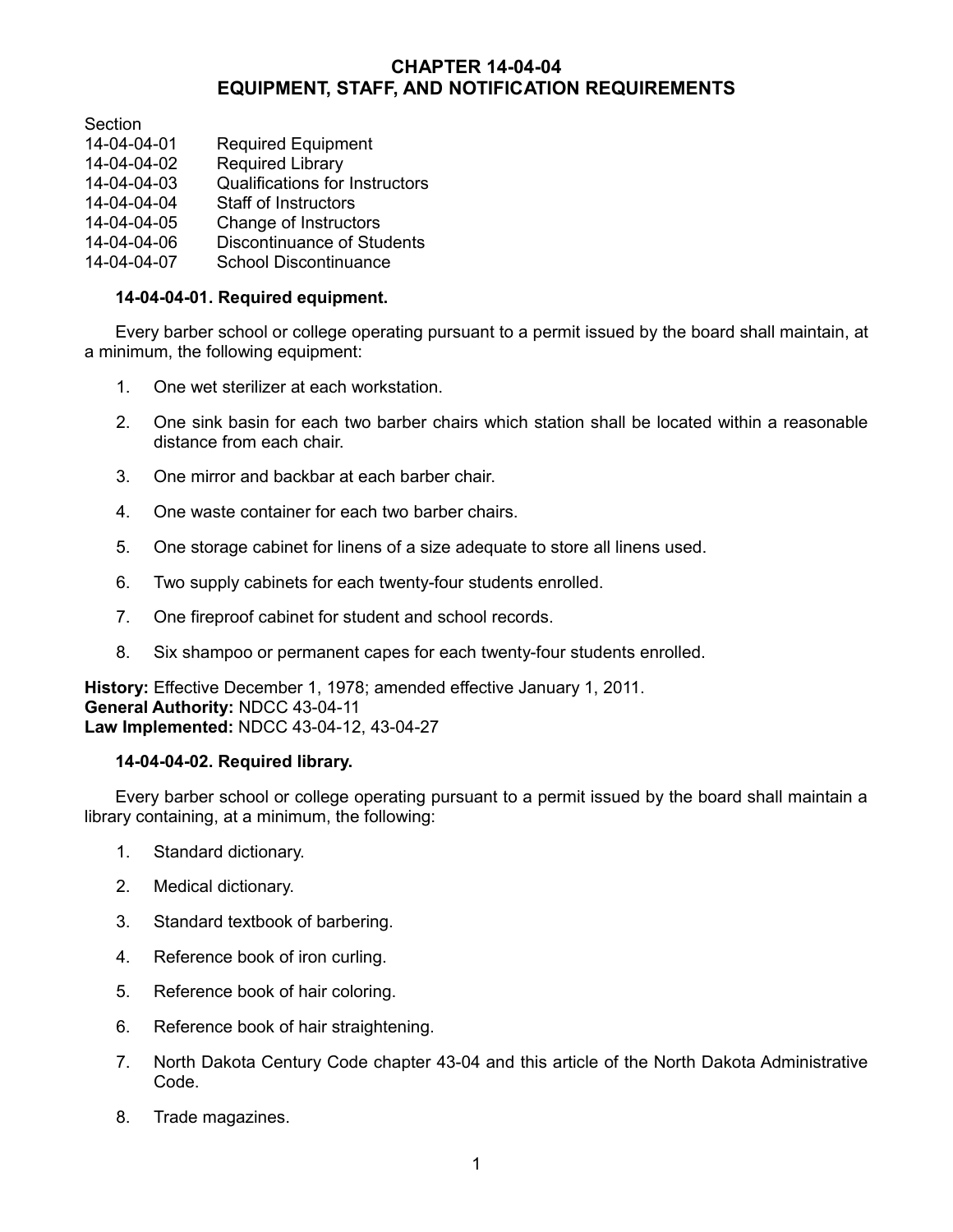# CHAPTER 14-04-04
# EQUIPMENT, STAFF, AND NOTIFICATION REQUIREMENTS

| Section | |
|---|---|
| 14-04-04-01 | Required Equipment |
| 14-04-04-02 | Required Library |
| 14-04-04-03 | Qualifications for Instructors |
| 14-04-04-04 | Staff of Instructors |
| 14-04-04-05 | Change of Instructors |
| 14-04-04-06 | Discontinuance of Students |
| 14-04-04-07 | School Discontinuance |

**14-04-04-01. Required equipment.**

Every barber school or college operating pursuant to a permit issued by the board shall maintain, at a minimum, the following equipment:

1. One wet sterilizer at each workstation.

2. One sink basin for each two barber chairs which station shall be located within a reasonable distance from each chair.

3. One mirror and backbar at each barber chair.

4. One waste container for each two barber chairs.

5. One storage cabinet for linens of a size adequate to store all linens used.

6. Two supply cabinets for each twenty-four students enrolled.

7. One fireproof cabinet for student and school records.

8. Six shampoo or permanent capes for each twenty-four students enrolled.

**History:** Effective December 1, 1978; amended effective January 1, 2011.
**General Authority:** NDCC 43-04-11
**Law Implemented:** NDCC 43-04-12, 43-04-27

**14-04-04-02. Required library.**

Every barber school or college operating pursuant to a permit issued by the board shall maintain a library containing, at a minimum, the following:

1. Standard dictionary.

2. Medical dictionary.

3. Standard textbook of barbering.

4. Reference book of iron curling.

5. Reference book of hair coloring.

6. Reference book of hair straightening.

7. North Dakota Century Code chapter 43-04 and this article of the North Dakota Administrative Code.

8. Trade magazines.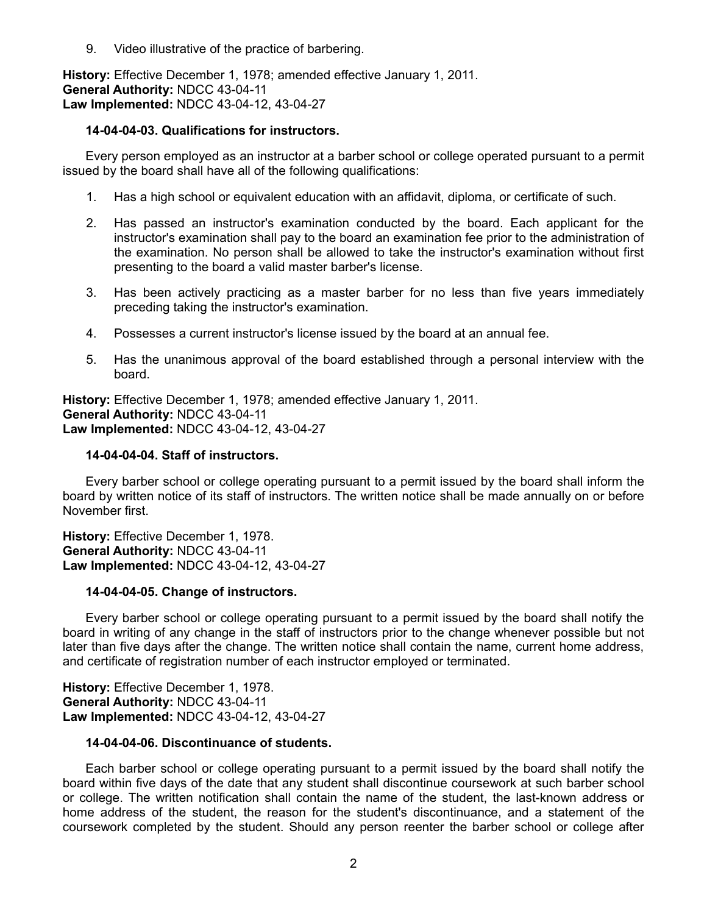9. Video illustrative of the practice of barbering.

**History:** Effective December 1, 1978; amended effective January 1, 2011.
**General Authority:** NDCC 43-04-11
**Law Implemented:** NDCC 43-04-12, 43-04-27

**14-04-04-03. Qualifications for instructors.**

Every person employed as an instructor at a barber school or college operated pursuant to a permit issued by the board shall have all of the following qualifications:

1. Has a high school or equivalent education with an affidavit, diploma, or certificate of such.

2. Has passed an instructor's examination conducted by the board. Each applicant for the instructor's examination shall pay to the board an examination fee prior to the administration of the examination. No person shall be allowed to take the instructor's examination without first presenting to the board a valid master barber's license.

3. Has been actively practicing as a master barber for no less than five years immediately preceding taking the instructor's examination.

4. Possesses a current instructor's license issued by the board at an annual fee.

5. Has the unanimous approval of the board established through a personal interview with the board.

**History:** Effective December 1, 1978; amended effective January 1, 2011.
**General Authority:** NDCC 43-04-11
**Law Implemented:** NDCC 43-04-12, 43-04-27

**14-04-04-04. Staff of instructors.**

Every barber school or college operating pursuant to a permit issued by the board shall inform the board by written notice of its staff of instructors. The written notice shall be made annually on or before November first.

**History:** Effective December 1, 1978.
**General Authority:** NDCC 43-04-11
**Law Implemented:** NDCC 43-04-12, 43-04-27

**14-04-04-05. Change of instructors.**

Every barber school or college operating pursuant to a permit issued by the board shall notify the board in writing of any change in the staff of instructors prior to the change whenever possible but not later than five days after the change. The written notice shall contain the name, current home address, and certificate of registration number of each instructor employed or terminated.

**History:** Effective December 1, 1978.
**General Authority:** NDCC 43-04-11
**Law Implemented:** NDCC 43-04-12, 43-04-27

**14-04-04-06. Discontinuance of students.**

Each barber school or college operating pursuant to a permit issued by the board shall notify the board within five days of the date that any student shall discontinue coursework at such barber school or college. The written notification shall contain the name of the student, the last-known address or home address of the student, the reason for the student's discontinuance, and a statement of the coursework completed by the student. Should any person reenter the barber school or college after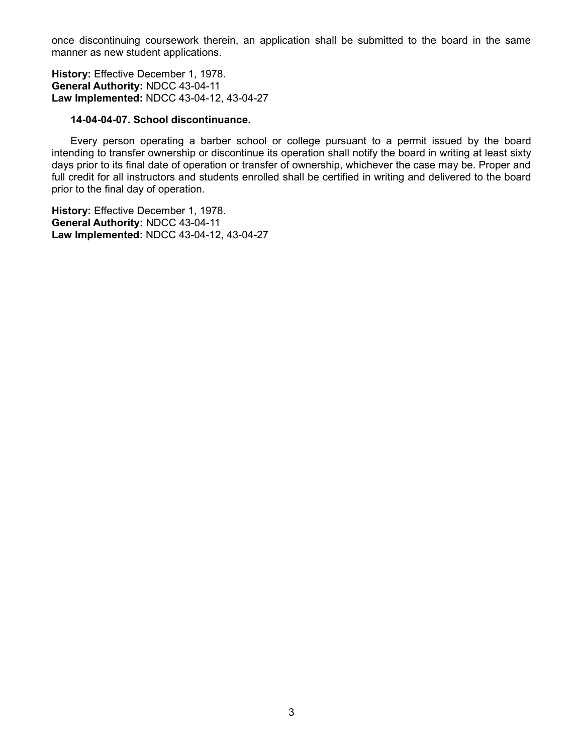once discontinuing coursework therein, an application shall be submitted to the board in the same manner as new student applications.

**History:** Effective December 1, 1978.
**General Authority:** NDCC 43-04-11
**Law Implemented:** NDCC 43-04-12, 43-04-27

**14-04-04-07. School discontinuance.**

Every person operating a barber school or college pursuant to a permit issued by the board intending to transfer ownership or discontinue its operation shall notify the board in writing at least sixty days prior to its final date of operation or transfer of ownership, whichever the case may be. Proper and full credit for all instructors and students enrolled shall be certified in writing and delivered to the board prior to the final day of operation.

**History:** Effective December 1, 1978.
**General Authority:** NDCC 43-04-11
**Law Implemented:** NDCC 43-04-12, 43-04-27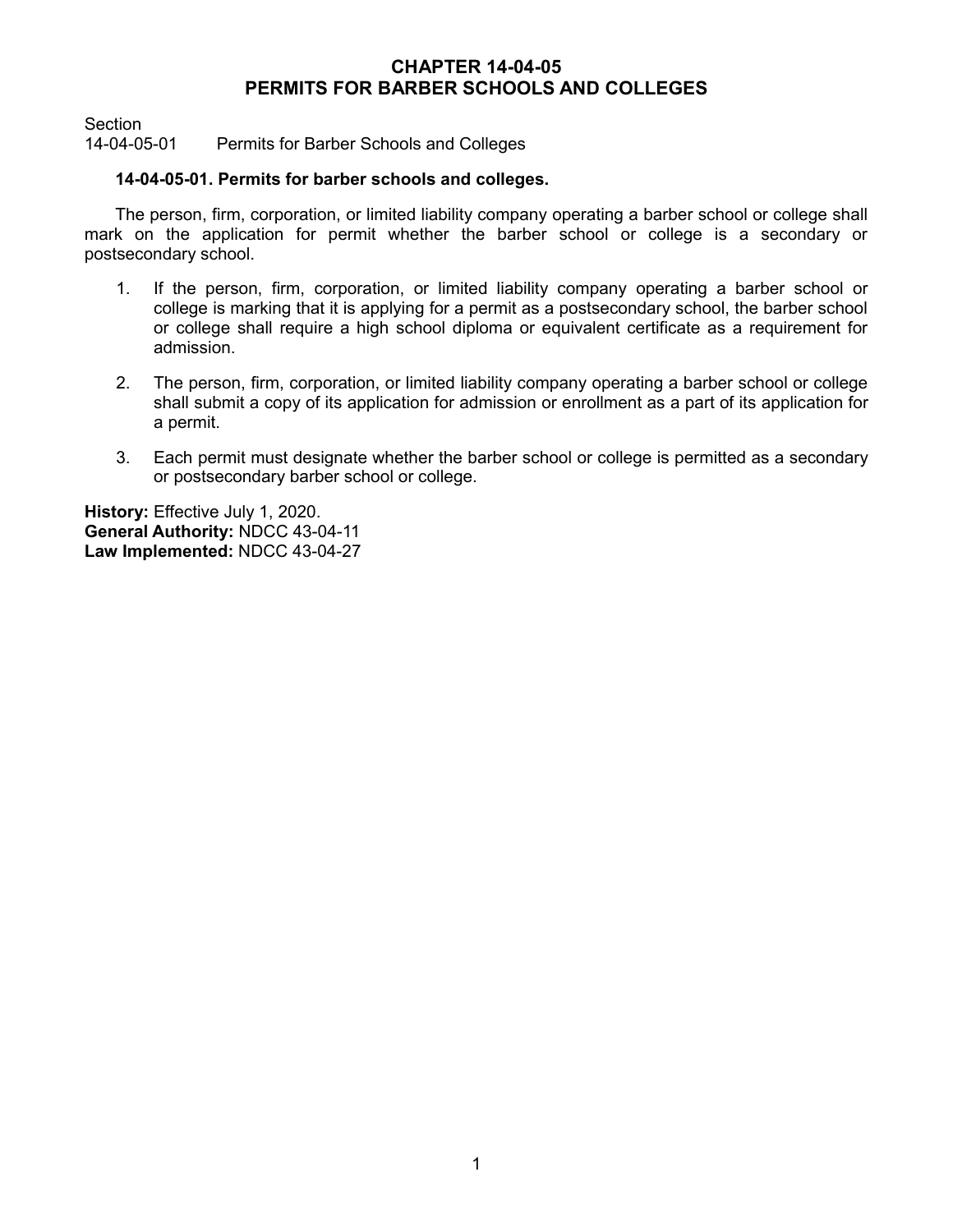# CHAPTER 14-04-05
# PERMITS FOR BARBER SCHOOLS AND COLLEGES

Section
14-04-05-01 Permits for Barber Schools and Colleges

**14-04-05-01. Permits for barber schools and colleges.**

The person, firm, corporation, or limited liability company operating a barber school or college shall mark on the application for permit whether the barber school or college is a secondary or postsecondary school.

1. If the person, firm, corporation, or limited liability company operating a barber school or college is marking that it is applying for a permit as a postsecondary school, the barber school or college shall require a high school diploma or equivalent certificate as a requirement for admission.
2. The person, firm, corporation, or limited liability company operating a barber school or college shall submit a copy of its application for admission or enrollment as a part of its application for a permit.
3. Each permit must designate whether the barber school or college is permitted as a secondary or postsecondary barber school or college.

**History:** Effective July 1, 2020.
**General Authority:** NDCC 43-04-11
**Law Implemented:** NDCC 43-04-27